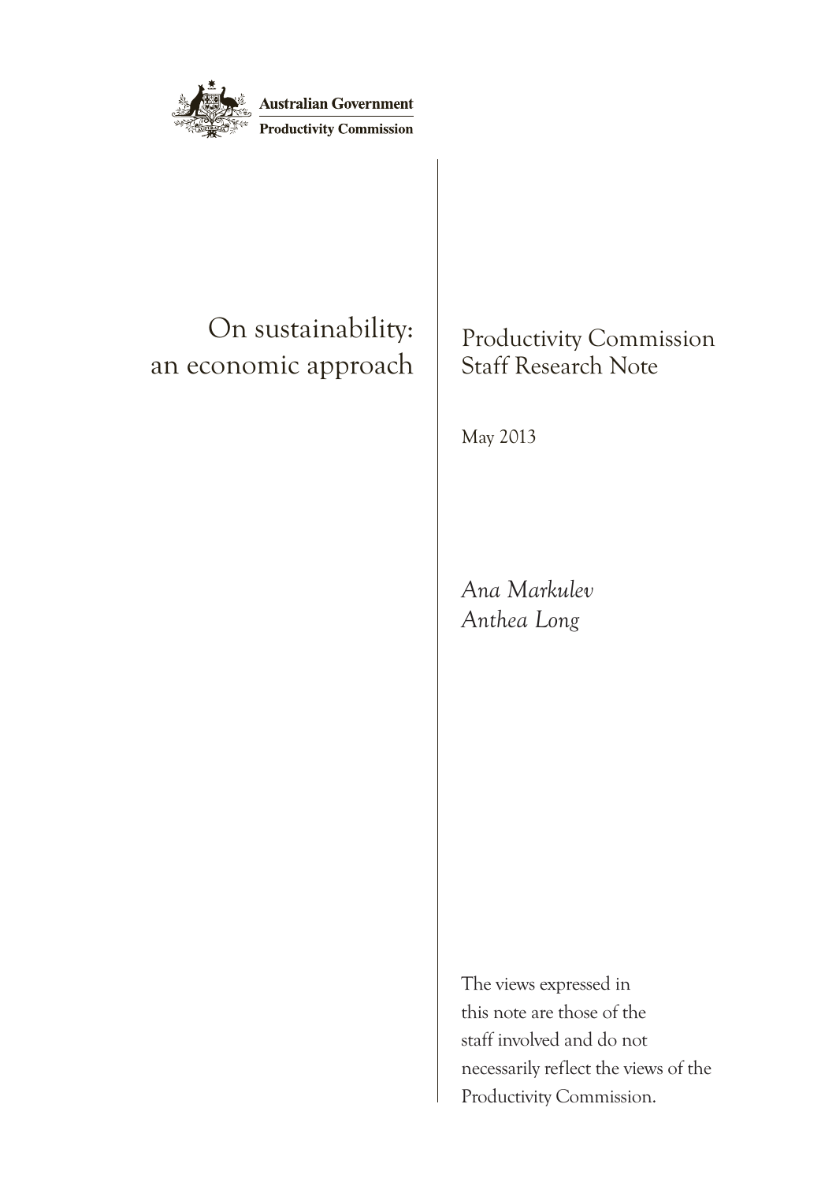Australian Government
Productivity Commission

# On sustainability: an economic approach

Productivity Commission
Staff Research Note

May 2013

*Ana Markulev*
*Anthea Long*

The views expressed in this note are those of the staff involved and do not necessarily reflect the views of the Productivity Commission.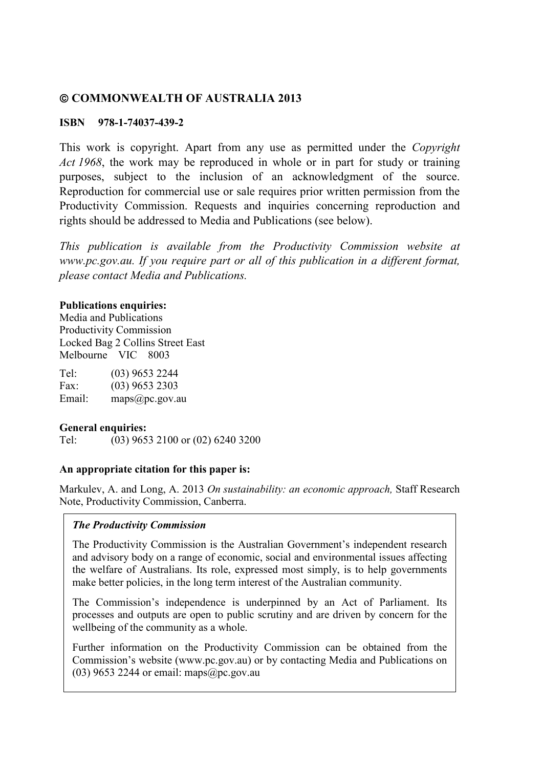**© COMMONWEALTH OF AUSTRALIA 2013**

**ISBN 978-1-74037-439-2**

This work is copyright. Apart from any use as permitted under the *Copyright Act 1968*, the work may be reproduced in whole or in part for study or training purposes, subject to the inclusion of an acknowledgment of the source. Reproduction for commercial use or sale requires prior written permission from the Productivity Commission. Requests and inquiries concerning reproduction and rights should be addressed to Media and Publications (see below).

*This publication is available from the Productivity Commission website at www.pc.gov.au. If you require part or all of this publication in a different format, please contact Media and Publications.*

**Publications enquiries:**
Media and Publications
Productivity Commission
Locked Bag 2 Collins Street East
Melbourne VIC 8003

Tel: (03) 9653 2244
Fax: (03) 9653 2303
Email: maps@pc.gov.au

**General enquiries:**
Tel: (03) 9653 2100 or (02) 6240 3200

**An appropriate citation for this paper is:**

Markulev, A. and Long, A. 2013 *On sustainability: an economic approach,* Staff Research Note, Productivity Commission, Canberra.

***The Productivity Commission***

The Productivity Commission is the Australian Government's independent research and advisory body on a range of economic, social and environmental issues affecting the welfare of Australians. Its role, expressed most simply, is to help governments make better policies, in the long term interest of the Australian community.

The Commission's independence is underpinned by an Act of Parliament. Its processes and outputs are open to public scrutiny and are driven by concern for the wellbeing of the community as a whole.

Further information on the Productivity Commission can be obtained from the Commission's website (www.pc.gov.au) or by contacting Media and Publications on (03) 9653 2244 or email: maps@pc.gov.au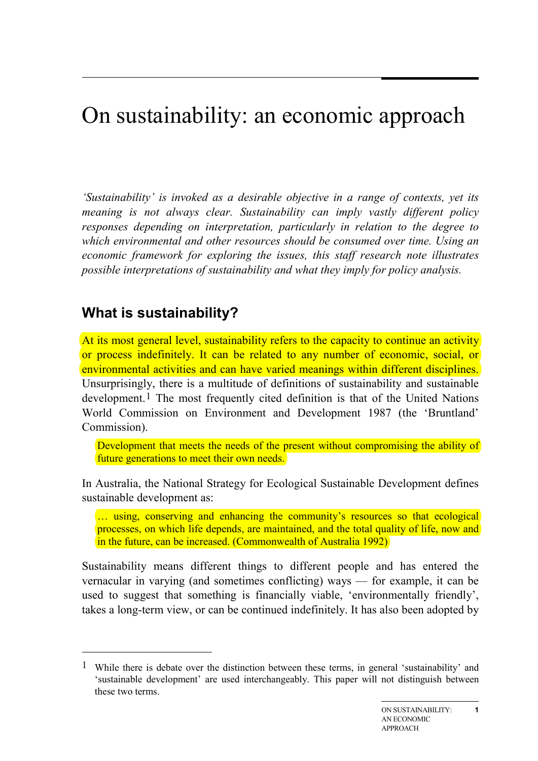# On sustainability: an economic approach

*'Sustainability' is invoked as a desirable objective in a range of contexts, yet its meaning is not always clear. Sustainability can imply vastly different policy responses depending on interpretation, particularly in relation to the degree to which environmental and other resources should be consumed over time. Using an economic framework for exploring the issues, this staff research note illustrates possible interpretations of sustainability and what they imply for policy analysis.*

## What is sustainability?

At its most general level, sustainability refers to the capacity to continue an activity or process indefinitely. It can be related to any number of economic, social, or environmental activities and can have varied meanings within different disciplines. Unsurprisingly, there is a multitude of definitions of sustainability and sustainable development.[1] The most frequently cited definition is that of the United Nations World Commission on Environment and Development 1987 (the 'Bruntland' Commission).

> Development that meets the needs of the present without compromising the ability of future generations to meet their own needs.

In Australia, the National Strategy for Ecological Sustainable Development defines sustainable development as:

> … using, conserving and enhancing the community's resources so that ecological processes, on which life depends, are maintained, and the total quality of life, now and in the future, can be increased. (Commonwealth of Australia 1992)

Sustainability means different things to different people and has entered the vernacular in varying (and sometimes conflicting) ways — for example, it can be used to suggest that something is financially viable, 'environmentally friendly', takes a long-term view, or can be continued indefinitely. It has also been adopted by

---

[1] While there is debate over the distinction between these terms, in general 'sustainability' and 'sustainable development' are used interchangeably. This paper will not distinguish between these two terms.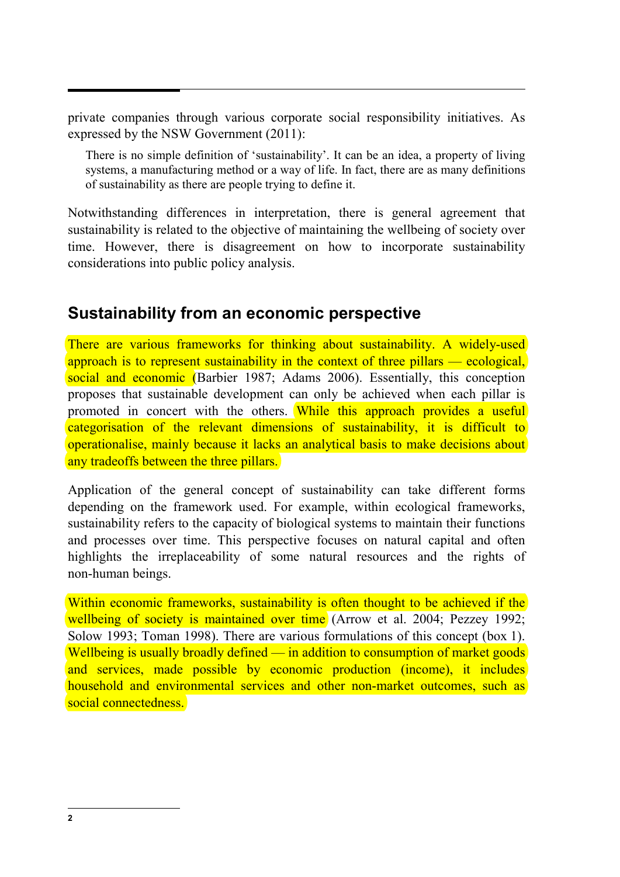private companies through various corporate social responsibility initiatives. As expressed by the NSW Government (2011):

> There is no simple definition of 'sustainability'. It can be an idea, a property of living systems, a manufacturing method or a way of life. In fact, there are as many definitions of sustainability as there are people trying to define it.

Notwithstanding differences in interpretation, there is general agreement that sustainability is related to the objective of maintaining the wellbeing of society over time. However, there is disagreement on how to incorporate sustainability considerations into public policy analysis.

## Sustainability from an economic perspective

There are various frameworks for thinking about sustainability. A widely-used approach is to represent sustainability in the context of three pillars — ecological, social and economic (Barbier 1987; Adams 2006). Essentially, this conception proposes that sustainable development can only be achieved when each pillar is promoted in concert with the others. While this approach provides a useful categorisation of the relevant dimensions of sustainability, it is difficult to operationalise, mainly because it lacks an analytical basis to make decisions about any tradeoffs between the three pillars.

Application of the general concept of sustainability can take different forms depending on the framework used. For example, within ecological frameworks, sustainability refers to the capacity of biological systems to maintain their functions and processes over time. This perspective focuses on natural capital and often highlights the irreplaceability of some natural resources and the rights of non-human beings.

Within economic frameworks, sustainability is often thought to be achieved if the wellbeing of society is maintained over time (Arrow et al. 2004; Pezzey 1992; Solow 1993; Toman 1998). There are various formulations of this concept (box 1). Wellbeing is usually broadly defined — in addition to consumption of market goods and services, made possible by economic production (income), it includes household and environmental services and other non-market outcomes, such as social connectedness.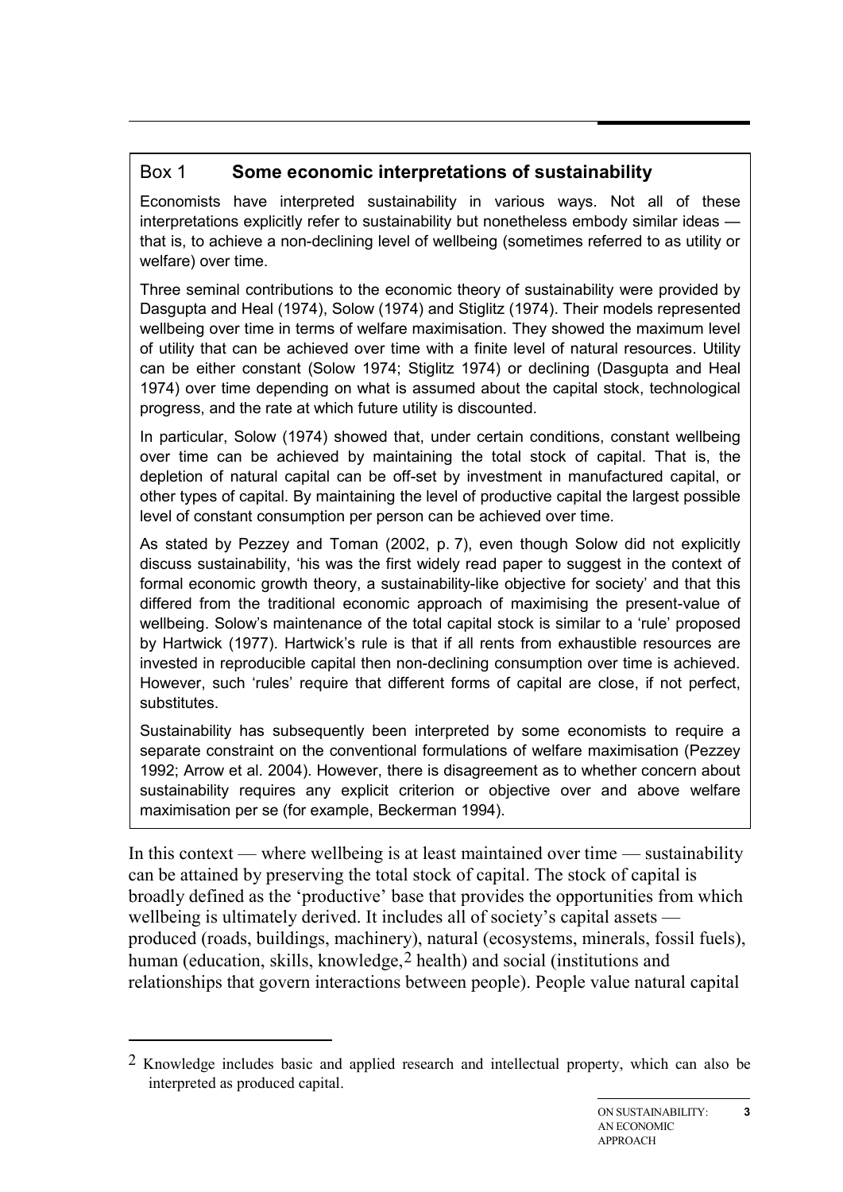### Box 1 **Some economic interpretations of sustainability**

Economists have interpreted sustainability in various ways. Not all of these interpretations explicitly refer to sustainability but nonetheless embody similar ideas — that is, to achieve a non-declining level of wellbeing (sometimes referred to as utility or welfare) over time.

Three seminal contributions to the economic theory of sustainability were provided by Dasgupta and Heal (1974), Solow (1974) and Stiglitz (1974). Their models represented wellbeing over time in terms of welfare maximisation. They showed the maximum level of utility that can be achieved over time with a finite level of natural resources. Utility can be either constant (Solow 1974; Stiglitz 1974) or declining (Dasgupta and Heal 1974) over time depending on what is assumed about the capital stock, technological progress, and the rate at which future utility is discounted.

In particular, Solow (1974) showed that, under certain conditions, constant wellbeing over time can be achieved by maintaining the total stock of capital. That is, the depletion of natural capital can be off-set by investment in manufactured capital, or other types of capital. By maintaining the level of productive capital the largest possible level of constant consumption per person can be achieved over time.

As stated by Pezzey and Toman (2002, p. 7), even though Solow did not explicitly discuss sustainability, 'his was the first widely read paper to suggest in the context of formal economic growth theory, a sustainability-like objective for society' and that this differed from the traditional economic approach of maximising the present-value of wellbeing. Solow's maintenance of the total capital stock is similar to a 'rule' proposed by Hartwick (1977). Hartwick's rule is that if all rents from exhaustible resources are invested in reproducible capital then non-declining consumption over time is achieved. However, such 'rules' require that different forms of capital are close, if not perfect, substitutes.

Sustainability has subsequently been interpreted by some economists to require a separate constraint on the conventional formulations of welfare maximisation (Pezzey 1992; Arrow et al. 2004). However, there is disagreement as to whether concern about sustainability requires any explicit criterion or objective over and above welfare maximisation per se (for example, Beckerman 1994).

In this context — where wellbeing is at least maintained over time — sustainability can be attained by preserving the total stock of capital. The stock of capital is broadly defined as the 'productive' base that provides the opportunities from which wellbeing is ultimately derived. It includes all of society's capital assets — produced (roads, buildings, machinery), natural (ecosystems, minerals, fossil fuels), human (education, skills, knowledge,[2] health) and social (institutions and relationships that govern interactions between people). People value natural capital

[2] Knowledge includes basic and applied research and intellectual property, which can also be interpreted as produced capital.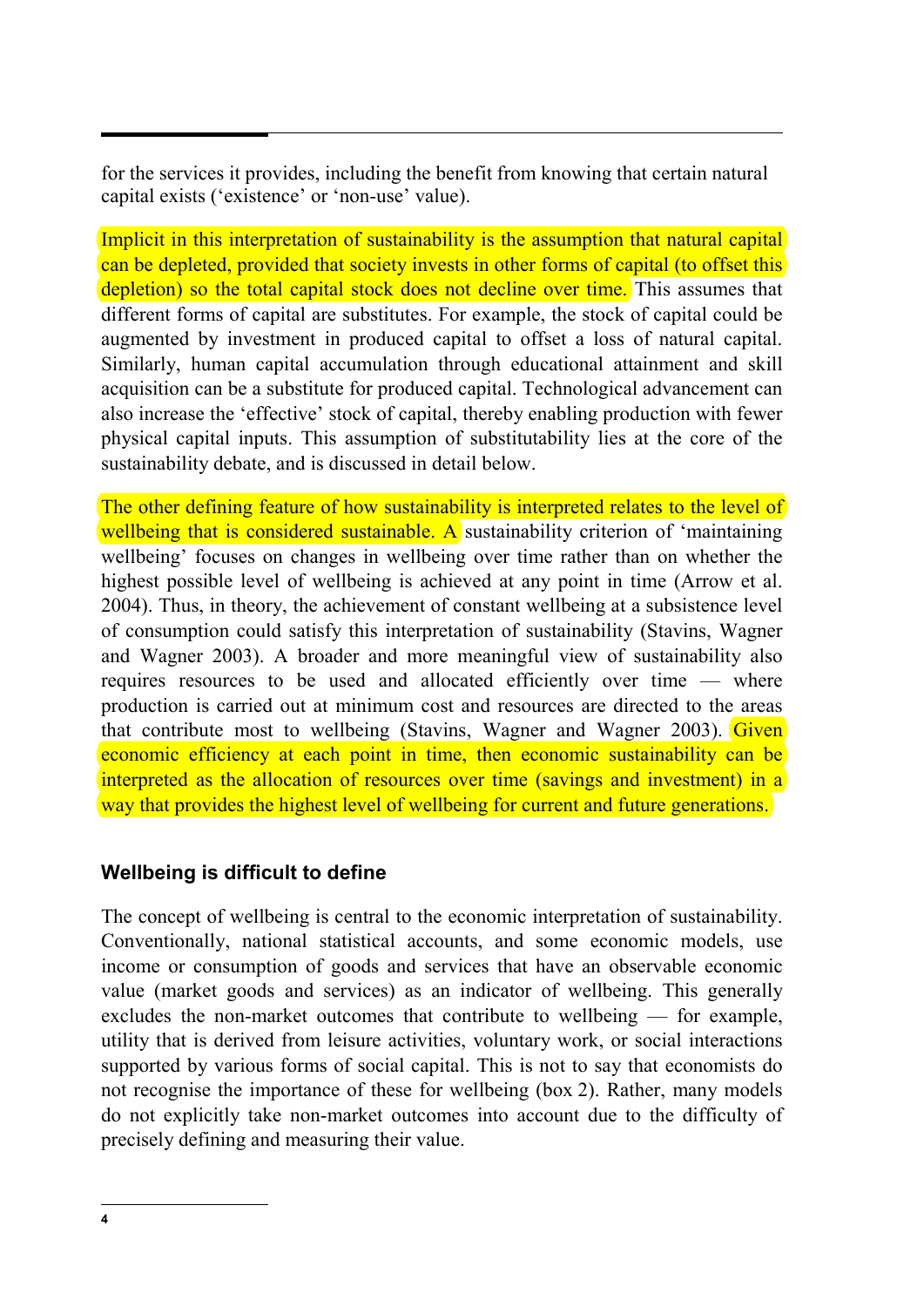for the services it provides, including the benefit from knowing that certain natural capital exists ('existence' or 'non-use' value).

Implicit in this interpretation of sustainability is the assumption that natural capital can be depleted, provided that society invests in other forms of capital (to offset this depletion) so the total capital stock does not decline over time. This assumes that different forms of capital are substitutes. For example, the stock of capital could be augmented by investment in produced capital to offset a loss of natural capital. Similarly, human capital accumulation through educational attainment and skill acquisition can be a substitute for produced capital. Technological advancement can also increase the 'effective' stock of capital, thereby enabling production with fewer physical capital inputs. This assumption of substitutability lies at the core of the sustainability debate, and is discussed in detail below.

The other defining feature of how sustainability is interpreted relates to the level of wellbeing that is considered sustainable. A sustainability criterion of 'maintaining wellbeing' focuses on changes in wellbeing over time rather than on whether the highest possible level of wellbeing is achieved at any point in time (Arrow et al. 2004). Thus, in theory, the achievement of constant wellbeing at a subsistence level of consumption could satisfy this interpretation of sustainability (Stavins, Wagner and Wagner 2003). A broader and more meaningful view of sustainability also requires resources to be used and allocated efficiently over time — where production is carried out at minimum cost and resources are directed to the areas that contribute most to wellbeing (Stavins, Wagner and Wagner 2003). Given economic efficiency at each point in time, then economic sustainability can be interpreted as the allocation of resources over time (savings and investment) in a way that provides the highest level of wellbeing for current and future generations.

### Wellbeing is difficult to define

The concept of wellbeing is central to the economic interpretation of sustainability. Conventionally, national statistical accounts, and some economic models, use income or consumption of goods and services that have an observable economic value (market goods and services) as an indicator of wellbeing. This generally excludes the non-market outcomes that contribute to wellbeing — for example, utility that is derived from leisure activities, voluntary work, or social interactions supported by various forms of social capital. This is not to say that economists do not recognise the importance of these for wellbeing (box 2). Rather, many models do not explicitly take non-market outcomes into account due to the difficulty of precisely defining and measuring their value.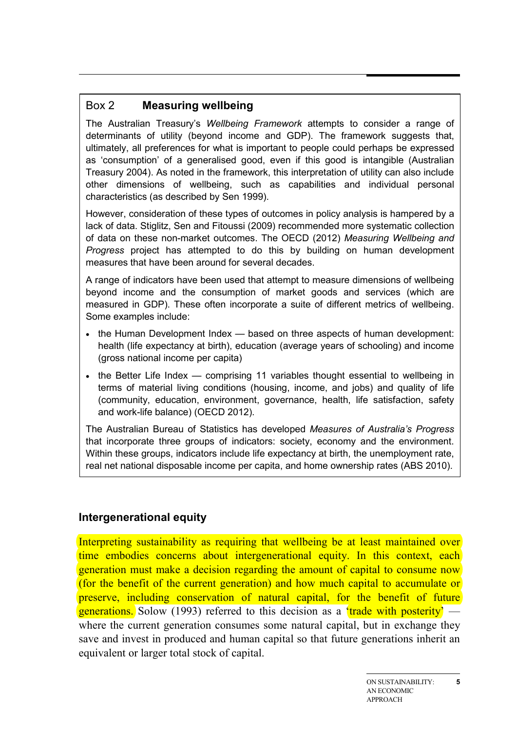### Box 2 **Measuring wellbeing**

The Australian Treasury's *Wellbeing Framework* attempts to consider a range of determinants of utility (beyond income and GDP). The framework suggests that, ultimately, all preferences for what is important to people could perhaps be expressed as 'consumption' of a generalised good, even if this good is intangible (Australian Treasury 2004). As noted in the framework, this interpretation of utility can also include other dimensions of wellbeing, such as capabilities and individual personal characteristics (as described by Sen 1999).

However, consideration of these types of outcomes in policy analysis is hampered by a lack of data. Stiglitz, Sen and Fitoussi (2009) recommended more systematic collection of data on these non-market outcomes. The OECD (2012) *Measuring Wellbeing and Progress* project has attempted to do this by building on human development measures that have been around for several decades.

A range of indicators have been used that attempt to measure dimensions of wellbeing beyond income and the consumption of market goods and services (which are measured in GDP). These often incorporate a suite of different metrics of wellbeing. Some examples include:

- the Human Development Index — based on three aspects of human development: health (life expectancy at birth), education (average years of schooling) and income (gross national income per capita)
- the Better Life Index — comprising 11 variables thought essential to wellbeing in terms of material living conditions (housing, income, and jobs) and quality of life (community, education, environment, governance, health, life satisfaction, safety and work-life balance) (OECD 2012).

The Australian Bureau of Statistics has developed *Measures of Australia's Progress* that incorporate three groups of indicators: society, economy and the environment. Within these groups, indicators include life expectancy at birth, the unemployment rate, real net national disposable income per capita, and home ownership rates (ABS 2010).

## Intergenerational equity

Interpreting sustainability as requiring that wellbeing be at least maintained over time embodies concerns about intergenerational equity. In this context, each generation must make a decision regarding the amount of capital to consume now (for the benefit of the current generation) and how much capital to accumulate or preserve, including conservation of natural capital, for the benefit of future generations. Solow (1993) referred to this decision as a 'trade with posterity' — where the current generation consumes some natural capital, but in exchange they save and invest in produced and human capital so that future generations inherit an equivalent or larger total stock of capital.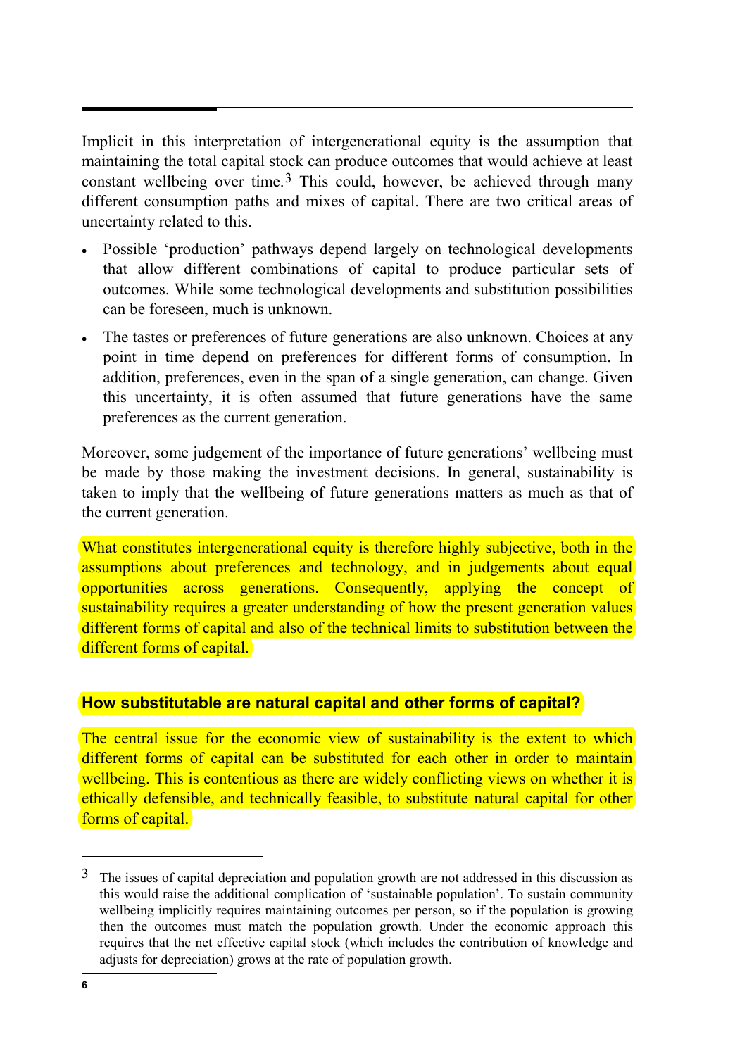Implicit in this interpretation of intergenerational equity is the assumption that maintaining the total capital stock can produce outcomes that would achieve at least constant wellbeing over time.[3] This could, however, be achieved through many different consumption paths and mixes of capital. There are two critical areas of uncertainty related to this.

- Possible 'production' pathways depend largely on technological developments that allow different combinations of capital to produce particular sets of outcomes. While some technological developments and substitution possibilities can be foreseen, much is unknown.
- The tastes or preferences of future generations are also unknown. Choices at any point in time depend on preferences for different forms of consumption. In addition, preferences, even in the span of a single generation, can change. Given this uncertainty, it is often assumed that future generations have the same preferences as the current generation.

Moreover, some judgement of the importance of future generations' wellbeing must be made by those making the investment decisions. In general, sustainability is taken to imply that the wellbeing of future generations matters as much as that of the current generation.

What constitutes intergenerational equity is therefore highly subjective, both in the assumptions about preferences and technology, and in judgements about equal opportunities across generations. Consequently, applying the concept of sustainability requires a greater understanding of how the present generation values different forms of capital and also of the technical limits to substitution between the different forms of capital.

### How substitutable are natural capital and other forms of capital?

The central issue for the economic view of sustainability is the extent to which different forms of capital can be substituted for each other in order to maintain wellbeing. This is contentious as there are widely conflicting views on whether it is ethically defensible, and technically feasible, to substitute natural capital for other forms of capital.

---

[3] The issues of capital depreciation and population growth are not addressed in this discussion as this would raise the additional complication of 'sustainable population'. To sustain community wellbeing implicitly requires maintaining outcomes per person, so if the population is growing then the outcomes must match the population growth. Under the economic approach this requires that the net effective capital stock (which includes the contribution of knowledge and adjusts for depreciation) grows at the rate of population growth.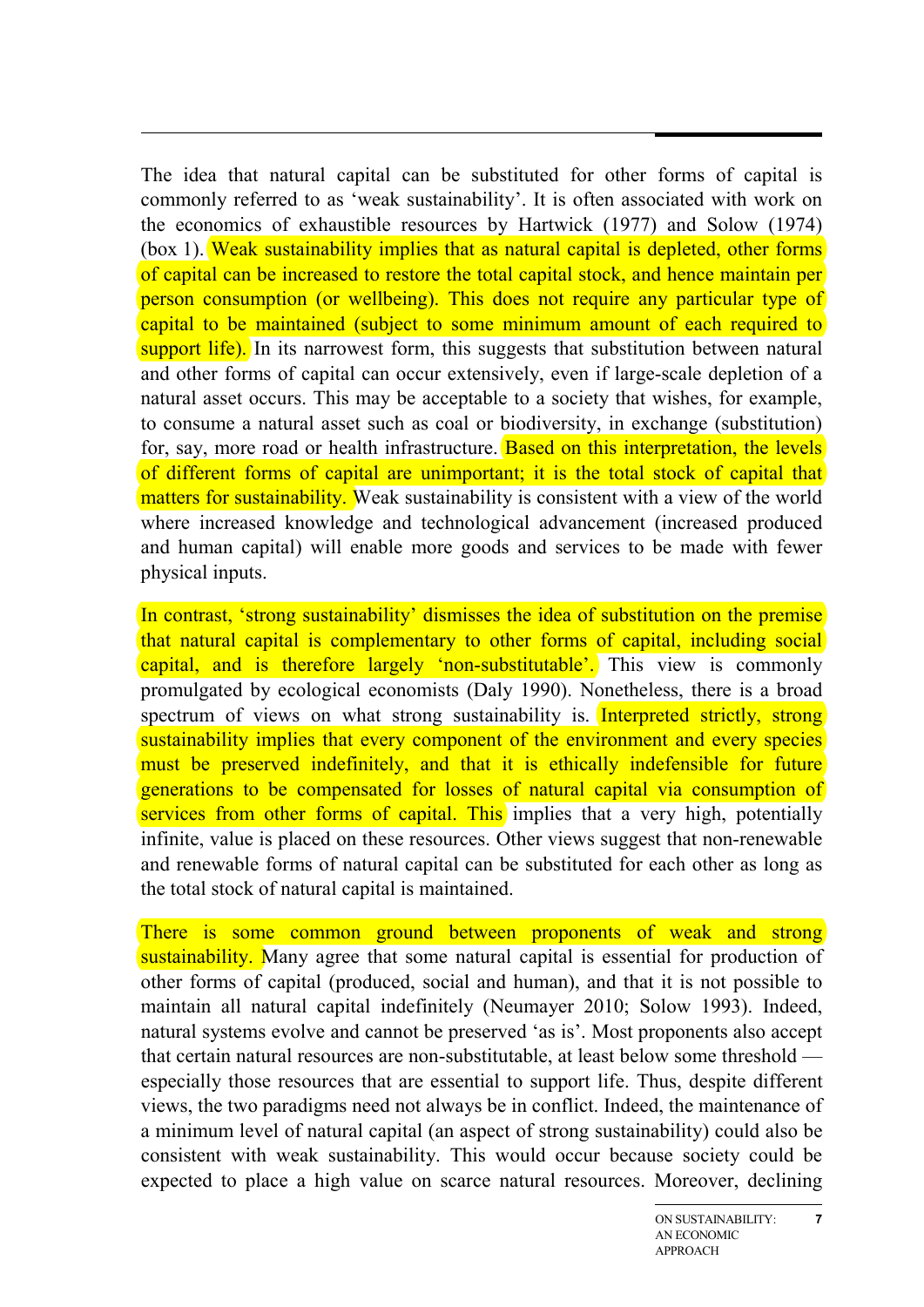The idea that natural capital can be substituted for other forms of capital is commonly referred to as 'weak sustainability'. It is often associated with work on the economics of exhaustible resources by Hartwick (1977) and Solow (1974) (box 1). Weak sustainability implies that as natural capital is depleted, other forms of capital can be increased to restore the total capital stock, and hence maintain per person consumption (or wellbeing). This does not require any particular type of capital to be maintained (subject to some minimum amount of each required to support life). In its narrowest form, this suggests that substitution between natural and other forms of capital can occur extensively, even if large-scale depletion of a natural asset occurs. This may be acceptable to a society that wishes, for example, to consume a natural asset such as coal or biodiversity, in exchange (substitution) for, say, more road or health infrastructure. Based on this interpretation, the levels of different forms of capital are unimportant; it is the total stock of capital that matters for sustainability. Weak sustainability is consistent with a view of the world where increased knowledge and technological advancement (increased produced and human capital) will enable more goods and services to be made with fewer physical inputs.

In contrast, 'strong sustainability' dismisses the idea of substitution on the premise that natural capital is complementary to other forms of capital, including social capital, and is therefore largely 'non-substitutable'. This view is commonly promulgated by ecological economists (Daly 1990). Nonetheless, there is a broad spectrum of views on what strong sustainability is. Interpreted strictly, strong sustainability implies that every component of the environment and every species must be preserved indefinitely, and that it is ethically indefensible for future generations to be compensated for losses of natural capital via consumption of services from other forms of capital. This implies that a very high, potentially infinite, value is placed on these resources. Other views suggest that non-renewable and renewable forms of natural capital can be substituted for each other as long as the total stock of natural capital is maintained.

There is some common ground between proponents of weak and strong sustainability. Many agree that some natural capital is essential for production of other forms of capital (produced, social and human), and that it is not possible to maintain all natural capital indefinitely (Neumayer 2010; Solow 1993). Indeed, natural systems evolve and cannot be preserved 'as is'. Most proponents also accept that certain natural resources are non-substitutable, at least below some threshold — especially those resources that are essential to support life. Thus, despite different views, the two paradigms need not always be in conflict. Indeed, the maintenance of a minimum level of natural capital (an aspect of strong sustainability) could also be consistent with weak sustainability. This would occur because society could be expected to place a high value on scarce natural resources. Moreover, declining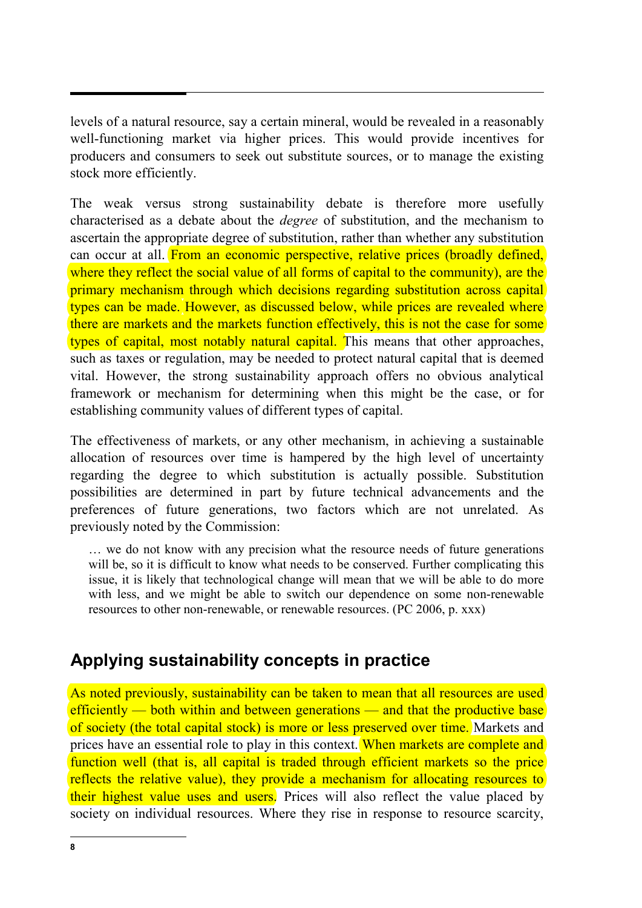levels of a natural resource, say a certain mineral, would be revealed in a reasonably well-functioning market via higher prices. This would provide incentives for producers and consumers to seek out substitute sources, or to manage the existing stock more efficiently.

The weak versus strong sustainability debate is therefore more usefully characterised as a debate about the *degree* of substitution, and the mechanism to ascertain the appropriate degree of substitution, rather than whether any substitution can occur at all. From an economic perspective, relative prices (broadly defined, where they reflect the social value of all forms of capital to the community), are the primary mechanism through which decisions regarding substitution across capital types can be made. However, as discussed below, while prices are revealed where there are markets and the markets function effectively, this is not the case for some types of capital, most notably natural capital. This means that other approaches, such as taxes or regulation, may be needed to protect natural capital that is deemed vital. However, the strong sustainability approach offers no obvious analytical framework or mechanism for determining when this might be the case, or for establishing community values of different types of capital.

The effectiveness of markets, or any other mechanism, in achieving a sustainable allocation of resources over time is hampered by the high level of uncertainty regarding the degree to which substitution is actually possible. Substitution possibilities are determined in part by future technical advancements and the preferences of future generations, two factors which are not unrelated. As previously noted by the Commission:

> … we do not know with any precision what the resource needs of future generations will be, so it is difficult to know what needs to be conserved. Further complicating this issue, it is likely that technological change will mean that we will be able to do more with less, and we might be able to switch our dependence on some non-renewable resources to other non-renewable, or renewable resources. (PC 2006, p. xxx)

## Applying sustainability concepts in practice

As noted previously, sustainability can be taken to mean that all resources are used efficiently — both within and between generations — and that the productive base of society (the total capital stock) is more or less preserved over time. Markets and prices have an essential role to play in this context. When markets are complete and function well (that is, all capital is traded through efficient markets so the price reflects the relative value), they provide a mechanism for allocating resources to their highest value uses and users. Prices will also reflect the value placed by society on individual resources. Where they rise in response to resource scarcity,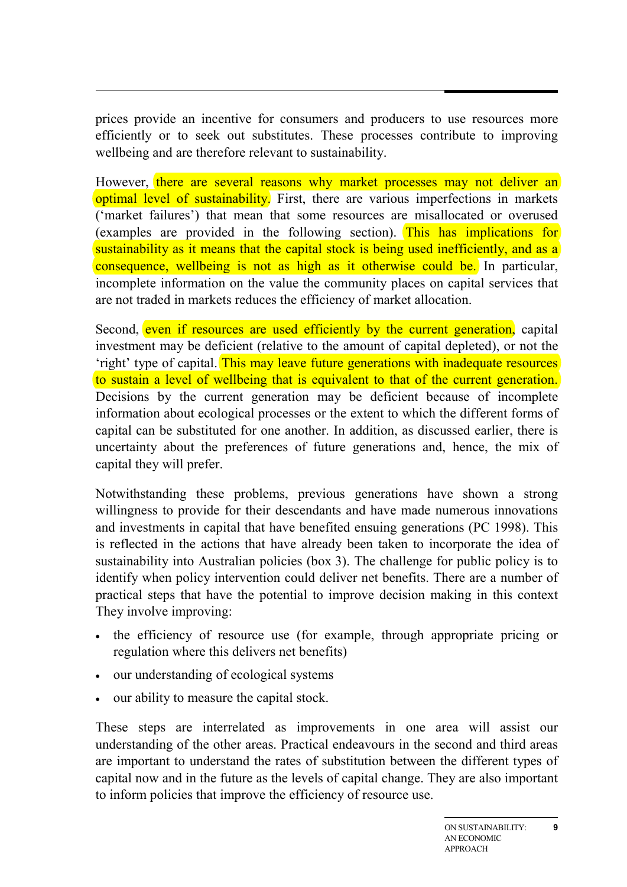prices provide an incentive for consumers and producers to use resources more efficiently or to seek out substitutes. These processes contribute to improving wellbeing and are therefore relevant to sustainability.

However, there are several reasons why market processes may not deliver an optimal level of sustainability. First, there are various imperfections in markets ('market failures') that mean that some resources are misallocated or overused (examples are provided in the following section). This has implications for sustainability as it means that the capital stock is being used inefficiently, and as a consequence, wellbeing is not as high as it otherwise could be. In particular, incomplete information on the value the community places on capital services that are not traded in markets reduces the efficiency of market allocation.

Second, even if resources are used efficiently by the current generation, capital investment may be deficient (relative to the amount of capital depleted), or not the 'right' type of capital. This may leave future generations with inadequate resources to sustain a level of wellbeing that is equivalent to that of the current generation. Decisions by the current generation may be deficient because of incomplete information about ecological processes or the extent to which the different forms of capital can be substituted for one another. In addition, as discussed earlier, there is uncertainty about the preferences of future generations and, hence, the mix of capital they will prefer.

Notwithstanding these problems, previous generations have shown a strong willingness to provide for their descendants and have made numerous innovations and investments in capital that have benefited ensuing generations (PC 1998). This is reflected in the actions that have already been taken to incorporate the idea of sustainability into Australian policies (box 3). The challenge for public policy is to identify when policy intervention could deliver net benefits. There are a number of practical steps that have the potential to improve decision making in this context They involve improving:

- the efficiency of resource use (for example, through appropriate pricing or regulation where this delivers net benefits)
- our understanding of ecological systems
- our ability to measure the capital stock.

These steps are interrelated as improvements in one area will assist our understanding of the other areas. Practical endeavours in the second and third areas are important to understand the rates of substitution between the different types of capital now and in the future as the levels of capital change. They are also important to inform policies that improve the efficiency of resource use.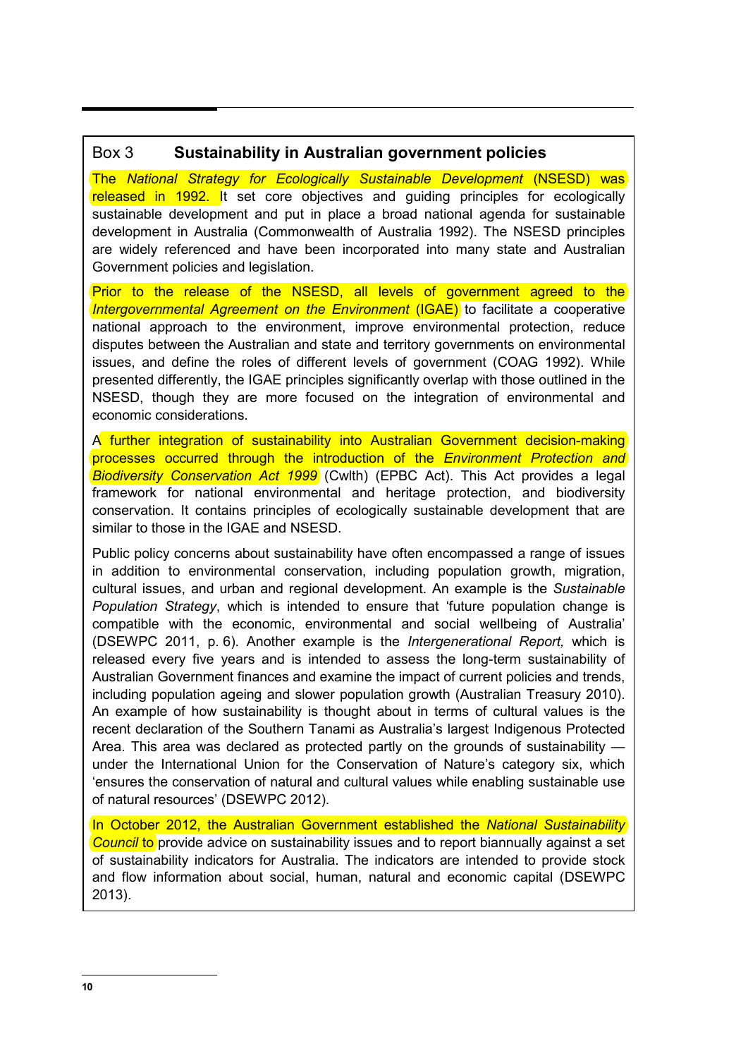### Box 3 Sustainability in Australian government policies

The *National Strategy for Ecologically Sustainable Development* (NSESD) was released in 1992. It set core objectives and guiding principles for ecologically sustainable development and put in place a broad national agenda for sustainable development in Australia (Commonwealth of Australia 1992). The NSESD principles are widely referenced and have been incorporated into many state and Australian Government policies and legislation.

Prior to the release of the NSESD, all levels of government agreed to the *Intergovernmental Agreement on the Environment* (IGAE) to facilitate a cooperative national approach to the environment, improve environmental protection, reduce disputes between the Australian and state and territory governments on environmental issues, and define the roles of different levels of government (COAG 1992). While presented differently, the IGAE principles significantly overlap with those outlined in the NSESD, though they are more focused on the integration of environmental and economic considerations.

A further integration of sustainability into Australian Government decision-making processes occurred through the introduction of the *Environment Protection and Biodiversity Conservation Act 1999* (Cwlth) (EPBC Act). This Act provides a legal framework for national environmental and heritage protection, and biodiversity conservation. It contains principles of ecologically sustainable development that are similar to those in the IGAE and NSESD.

Public policy concerns about sustainability have often encompassed a range of issues in addition to environmental conservation, including population growth, migration, cultural issues, and urban and regional development. An example is the *Sustainable Population Strategy*, which is intended to ensure that 'future population change is compatible with the economic, environmental and social wellbeing of Australia' (DSEWPC 2011, p. 6). Another example is the *Intergenerational Report,* which is released every five years and is intended to assess the long-term sustainability of Australian Government finances and examine the impact of current policies and trends, including population ageing and slower population growth (Australian Treasury 2010). An example of how sustainability is thought about in terms of cultural values is the recent declaration of the Southern Tanami as Australia's largest Indigenous Protected Area. This area was declared as protected partly on the grounds of sustainability — under the International Union for the Conservation of Nature's category six, which 'ensures the conservation of natural and cultural values while enabling sustainable use of natural resources' (DSEWPC 2012).

In October 2012, the Australian Government established the *National Sustainability Council* to provide advice on sustainability issues and to report biannually against a set of sustainability indicators for Australia. The indicators are intended to provide stock and flow information about social, human, natural and economic capital (DSEWPC 2013).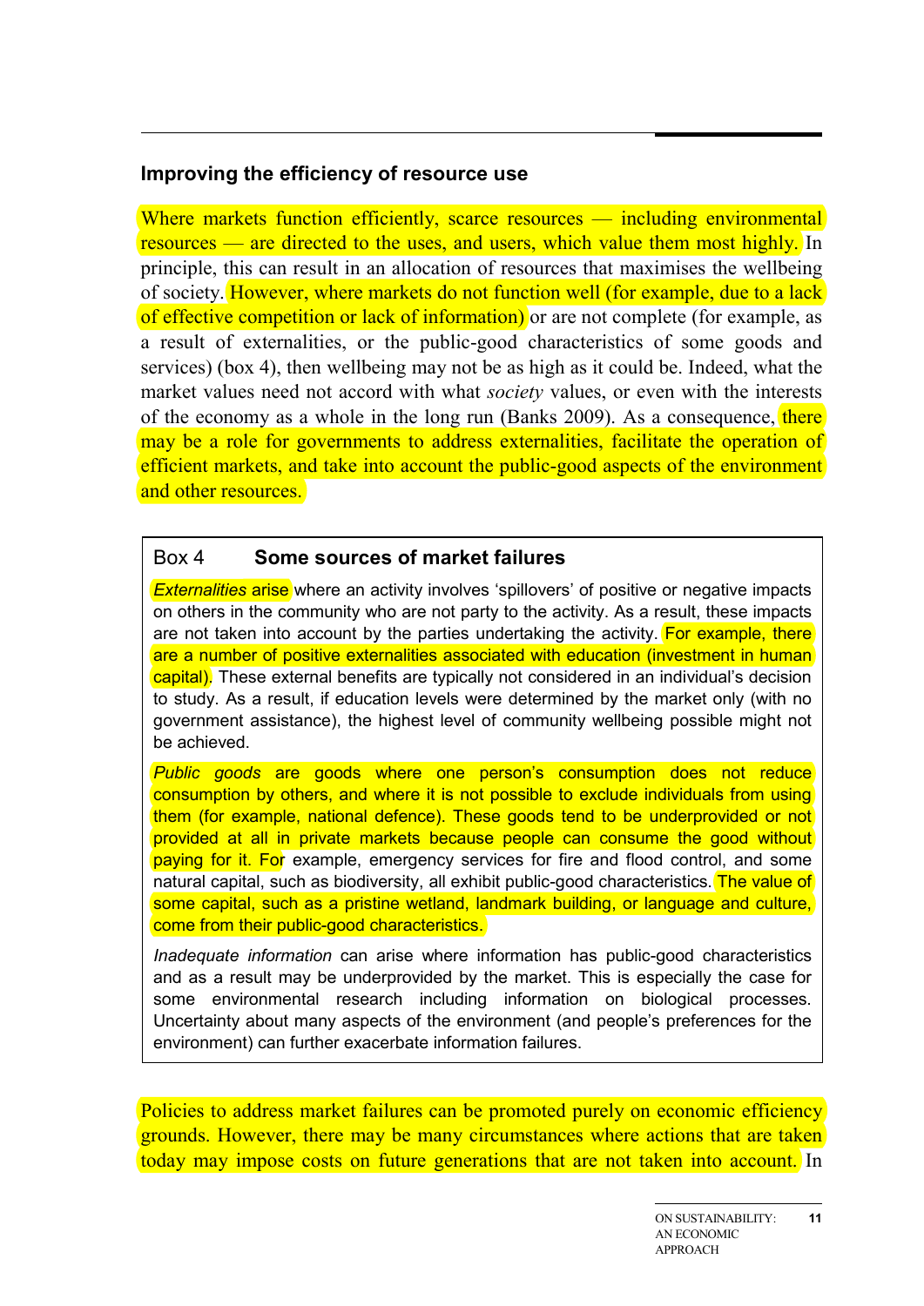## Improving the efficiency of resource use

Where markets function efficiently, scarce resources — including environmental resources — are directed to the uses, and users, which value them most highly. In principle, this can result in an allocation of resources that maximises the wellbeing of society. However, where markets do not function well (for example, due to a lack of effective competition or lack of information) or are not complete (for example, as a result of externalities, or the public-good characteristics of some goods and services) (box 4), then wellbeing may not be as high as it could be. Indeed, what the market values need not accord with what *society* values, or even with the interests of the economy as a whole in the long run (Banks 2009). As a consequence, there may be a role for governments to address externalities, facilitate the operation of efficient markets, and take into account the public-good aspects of the environment and other resources.

> **Box 4 Some sources of market failures**
>
> *Externalities* arise where an activity involves 'spillovers' of positive or negative impacts on others in the community who are not party to the activity. As a result, these impacts are not taken into account by the parties undertaking the activity. For example, there are a number of positive externalities associated with education (investment in human capital). These external benefits are typically not considered in an individual's decision to study. As a result, if education levels were determined by the market only (with no government assistance), the highest level of community wellbeing possible might not be achieved.
>
> *Public goods* are goods where one person's consumption does not reduce consumption by others, and where it is not possible to exclude individuals from using them (for example, national defence). These goods tend to be underprovided or not provided at all in private markets because people can consume the good without paying for it. For example, emergency services for fire and flood control, and some natural capital, such as biodiversity, all exhibit public-good characteristics. The value of some capital, such as a pristine wetland, landmark building, or language and culture, come from their public-good characteristics.
>
> *Inadequate information* can arise where information has public-good characteristics and as a result may be underprovided by the market. This is especially the case for some environmental research including information on biological processes. Uncertainty about many aspects of the environment (and people's preferences for the environment) can further exacerbate information failures.

Policies to address market failures can be promoted purely on economic efficiency grounds. However, there may be many circumstances where actions that are taken today may impose costs on future generations that are not taken into account. In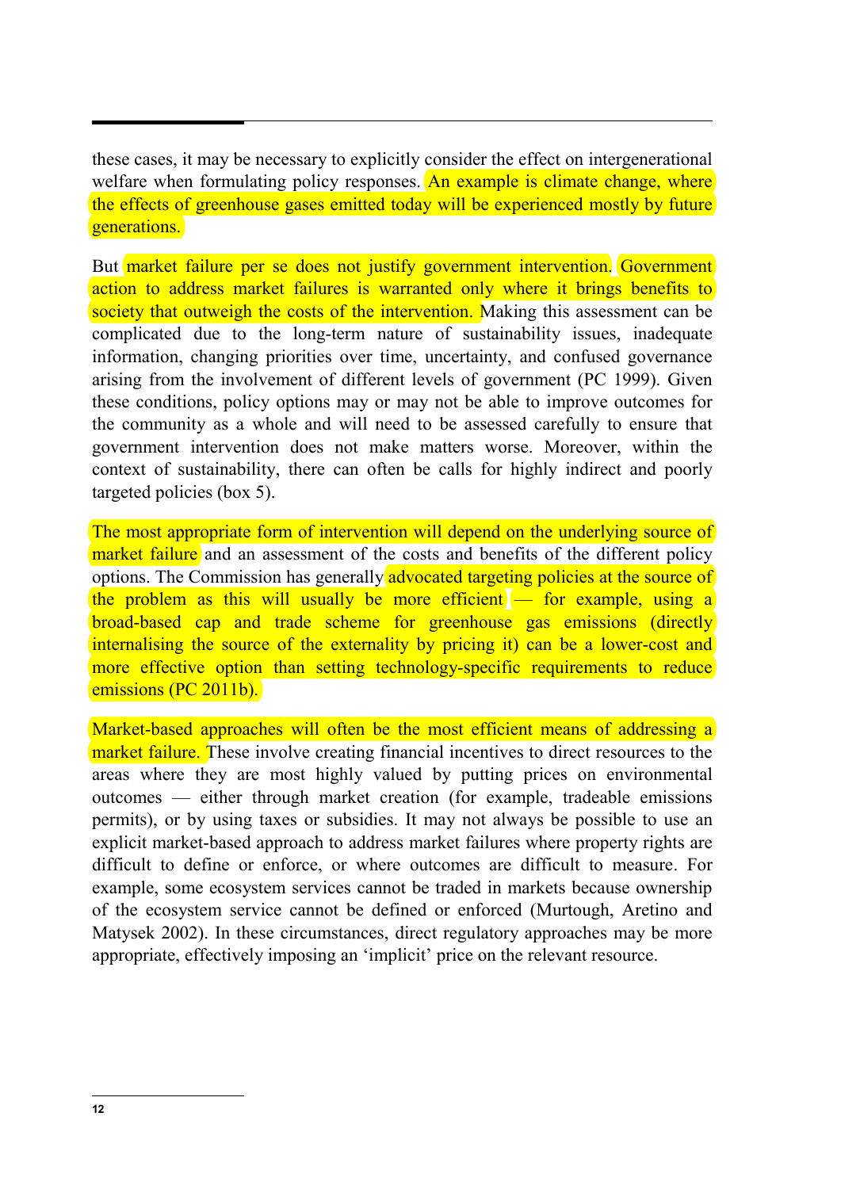these cases, it may be necessary to explicitly consider the effect on intergenerational welfare when formulating policy responses. An example is climate change, where the effects of greenhouse gases emitted today will be experienced mostly by future generations.

But market failure per se does not justify government intervention. Government action to address market failures is warranted only where it brings benefits to society that outweigh the costs of the intervention. Making this assessment can be complicated due to the long-term nature of sustainability issues, inadequate information, changing priorities over time, uncertainty, and confused governance arising from the involvement of different levels of government (PC 1999). Given these conditions, policy options may or may not be able to improve outcomes for the community as a whole and will need to be assessed carefully to ensure that government intervention does not make matters worse. Moreover, within the context of sustainability, there can often be calls for highly indirect and poorly targeted policies (box 5).

The most appropriate form of intervention will depend on the underlying source of market failure and an assessment of the costs and benefits of the different policy options. The Commission has generally advocated targeting policies at the source of the problem as this will usually be more efficient — for example, using a broad-based cap and trade scheme for greenhouse gas emissions (directly internalising the source of the externality by pricing it) can be a lower-cost and more effective option than setting technology-specific requirements to reduce emissions (PC 2011b).

Market-based approaches will often be the most efficient means of addressing a market failure. These involve creating financial incentives to direct resources to the areas where they are most highly valued by putting prices on environmental outcomes — either through market creation (for example, tradeable emissions permits), or by using taxes or subsidies. It may not always be possible to use an explicit market-based approach to address market failures where property rights are difficult to define or enforce, or where outcomes are difficult to measure. For example, some ecosystem services cannot be traded in markets because ownership of the ecosystem service cannot be defined or enforced (Murtough, Aretino and Matysek 2002). In these circumstances, direct regulatory approaches may be more appropriate, effectively imposing an 'implicit' price on the relevant resource.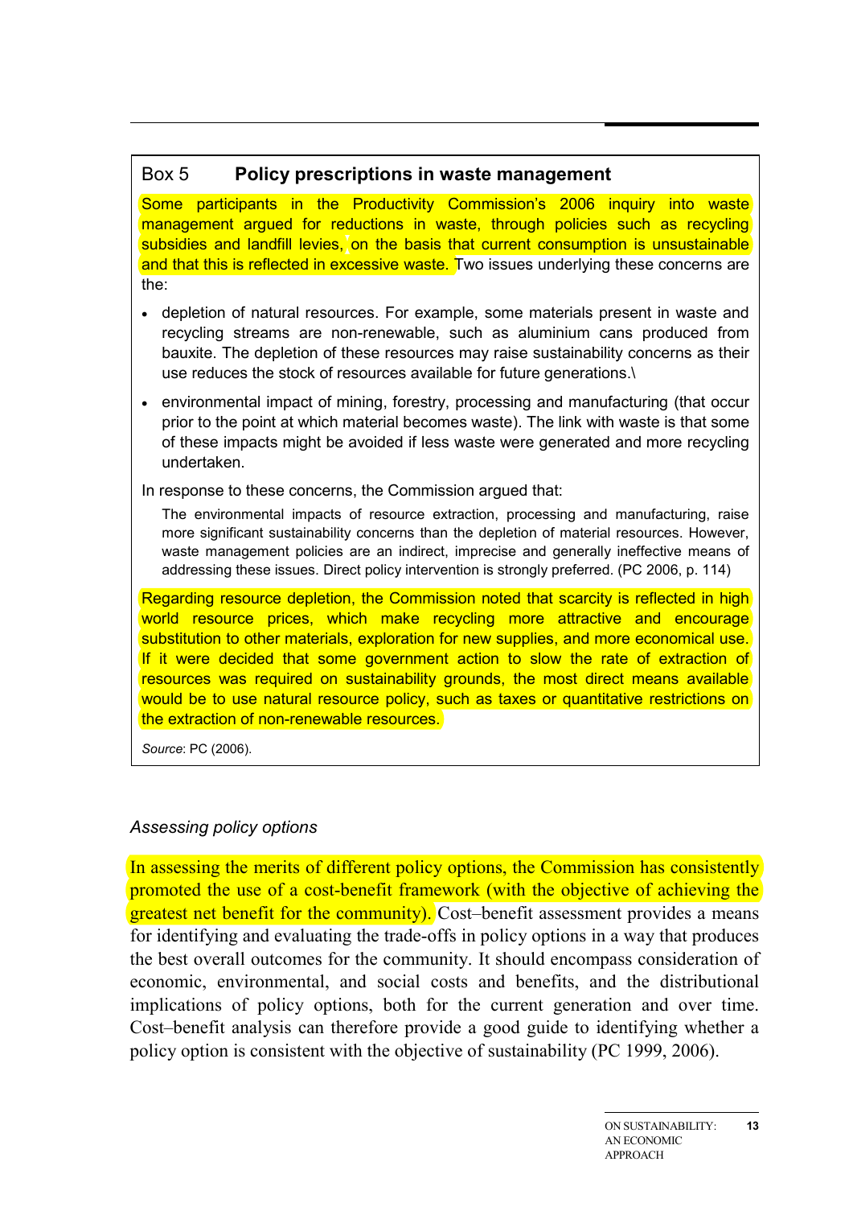## Box 5 Policy prescriptions in waste management

Some participants in the Productivity Commission's 2006 inquiry into waste management argued for reductions in waste, through policies such as recycling subsidies and landfill levies, on the basis that current consumption is unsustainable and that this is reflected in excessive waste. Two issues underlying these concerns are the:

- depletion of natural resources. For example, some materials present in waste and recycling streams are non-renewable, such as aluminium cans produced from bauxite. The depletion of these resources may raise sustainability concerns as their use reduces the stock of resources available for future generations.\
- environmental impact of mining, forestry, processing and manufacturing (that occur prior to the point at which material becomes waste). The link with waste is that some of these impacts might be avoided if less waste were generated and more recycling undertaken.

In response to these concerns, the Commission argued that:

> The environmental impacts of resource extraction, processing and manufacturing, raise more significant sustainability concerns than the depletion of material resources. However, waste management policies are an indirect, imprecise and generally ineffective means of addressing these issues. Direct policy intervention is strongly preferred. (PC 2006, p. 114)

Regarding resource depletion, the Commission noted that scarcity is reflected in high world resource prices, which make recycling more attractive and encourage substitution to other materials, exploration for new supplies, and more economical use. If it were decided that some government action to slow the rate of extraction of resources was required on sustainability grounds, the most direct means available would be to use natural resource policy, such as taxes or quantitative restrictions on the extraction of non-renewable resources.

*Source*: PC (2006).

### *Assessing policy options*

In assessing the merits of different policy options, the Commission has consistently promoted the use of a cost-benefit framework (with the objective of achieving the greatest net benefit for the community). Cost–benefit assessment provides a means for identifying and evaluating the trade-offs in policy options in a way that produces the best overall outcomes for the community. It should encompass consideration of economic, environmental, and social costs and benefits, and the distributional implications of policy options, both for the current generation and over time. Cost–benefit analysis can therefore provide a good guide to identifying whether a policy option is consistent with the objective of sustainability (PC 1999, 2006).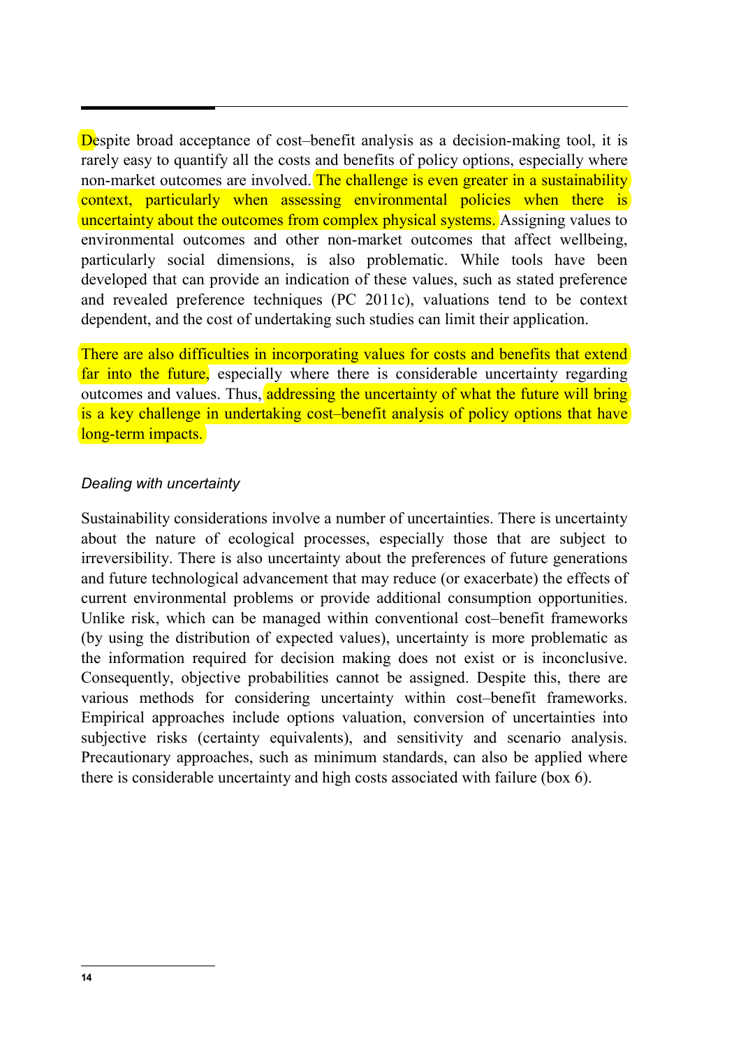Despite broad acceptance of cost–benefit analysis as a decision-making tool, it is rarely easy to quantify all the costs and benefits of policy options, especially where non-market outcomes are involved. The challenge is even greater in a sustainability context, particularly when assessing environmental policies when there is uncertainty about the outcomes from complex physical systems. Assigning values to environmental outcomes and other non-market outcomes that affect wellbeing, particularly social dimensions, is also problematic. While tools have been developed that can provide an indication of these values, such as stated preference and revealed preference techniques (PC 2011c), valuations tend to be context dependent, and the cost of undertaking such studies can limit their application.

There are also difficulties in incorporating values for costs and benefits that extend far into the future, especially where there is considerable uncertainty regarding outcomes and values. Thus, addressing the uncertainty of what the future will bring is a key challenge in undertaking cost–benefit analysis of policy options that have long-term impacts.

### *Dealing with uncertainty*

Sustainability considerations involve a number of uncertainties. There is uncertainty about the nature of ecological processes, especially those that are subject to irreversibility. There is also uncertainty about the preferences of future generations and future technological advancement that may reduce (or exacerbate) the effects of current environmental problems or provide additional consumption opportunities. Unlike risk, which can be managed within conventional cost–benefit frameworks (by using the distribution of expected values), uncertainty is more problematic as the information required for decision making does not exist or is inconclusive. Consequently, objective probabilities cannot be assigned. Despite this, there are various methods for considering uncertainty within cost–benefit frameworks. Empirical approaches include options valuation, conversion of uncertainties into subjective risks (certainty equivalents), and sensitivity and scenario analysis. Precautionary approaches, such as minimum standards, can also be applied where there is considerable uncertainty and high costs associated with failure (box 6).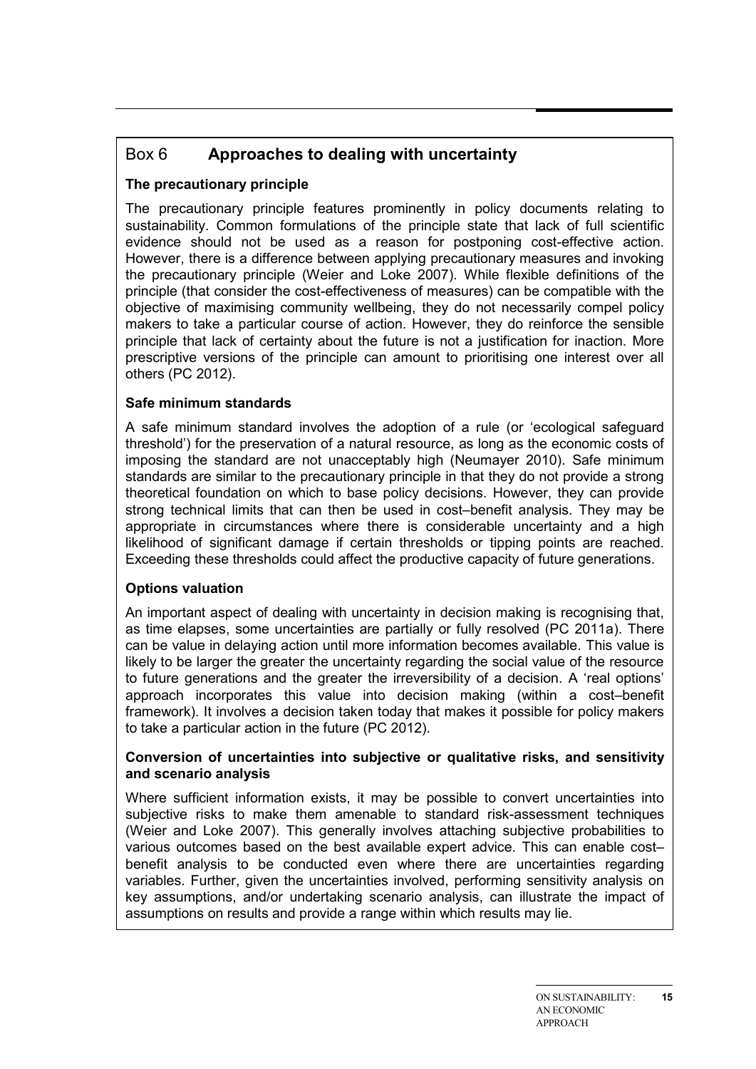## Box 6 Approaches to dealing with uncertainty

**The precautionary principle**

The precautionary principle features prominently in policy documents relating to sustainability. Common formulations of the principle state that lack of full scientific evidence should not be used as a reason for postponing cost-effective action. However, there is a difference between applying precautionary measures and invoking the precautionary principle (Weier and Loke 2007). While flexible definitions of the principle (that consider the cost-effectiveness of measures) can be compatible with the objective of maximising community wellbeing, they do not necessarily compel policy makers to take a particular course of action. However, they do reinforce the sensible principle that lack of certainty about the future is not a justification for inaction. More prescriptive versions of the principle can amount to prioritising one interest over all others (PC 2012).

**Safe minimum standards**

A safe minimum standard involves the adoption of a rule (or 'ecological safeguard threshold') for the preservation of a natural resource, as long as the economic costs of imposing the standard are not unacceptably high (Neumayer 2010). Safe minimum standards are similar to the precautionary principle in that they do not provide a strong theoretical foundation on which to base policy decisions. However, they can provide strong technical limits that can then be used in cost–benefit analysis. They may be appropriate in circumstances where there is considerable uncertainty and a high likelihood of significant damage if certain thresholds or tipping points are reached. Exceeding these thresholds could affect the productive capacity of future generations.

**Options valuation**

An important aspect of dealing with uncertainty in decision making is recognising that, as time elapses, some uncertainties are partially or fully resolved (PC 2011a). There can be value in delaying action until more information becomes available. This value is likely to be larger the greater the uncertainty regarding the social value of the resource to future generations and the greater the irreversibility of a decision. A 'real options' approach incorporates this value into decision making (within a cost–benefit framework). It involves a decision taken today that makes it possible for policy makers to take a particular action in the future (PC 2012).

**Conversion of uncertainties into subjective or qualitative risks, and sensitivity and scenario analysis**

Where sufficient information exists, it may be possible to convert uncertainties into subjective risks to make them amenable to standard risk-assessment techniques (Weier and Loke 2007). This generally involves attaching subjective probabilities to various outcomes based on the best available expert advice. This can enable cost–benefit analysis to be conducted even where there are uncertainties regarding variables. Further, given the uncertainties involved, performing sensitivity analysis on key assumptions, and/or undertaking scenario analysis, can illustrate the impact of assumptions on results and provide a range within which results may lie.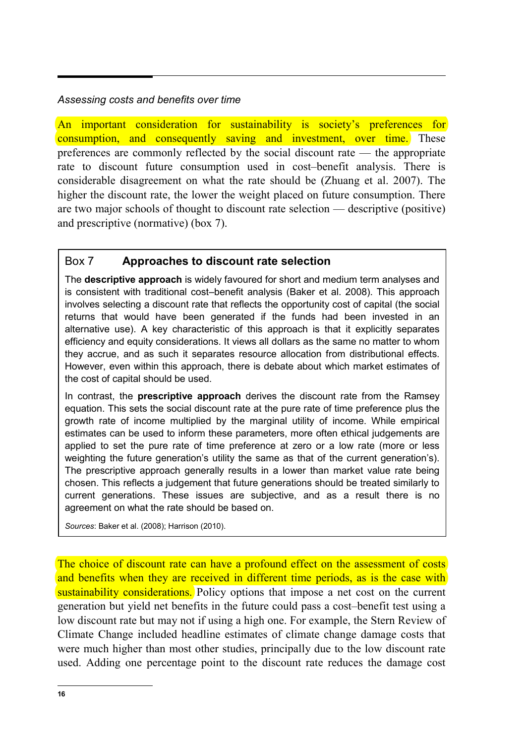*Assessing costs and benefits over time*

An important consideration for sustainability is society's preferences for consumption, and consequently saving and investment, over time. These preferences are commonly reflected by the social discount rate — the appropriate rate to discount future consumption used in cost–benefit analysis. There is considerable disagreement on what the rate should be (Zhuang et al. 2007). The higher the discount rate, the lower the weight placed on future consumption. There are two major schools of thought to discount rate selection — descriptive (positive) and prescriptive (normative) (box 7).

### Box 7 Approaches to discount rate selection

The **descriptive approach** is widely favoured for short and medium term analyses and is consistent with traditional cost–benefit analysis (Baker et al. 2008). This approach involves selecting a discount rate that reflects the opportunity cost of capital (the social returns that would have been generated if the funds had been invested in an alternative use). A key characteristic of this approach is that it explicitly separates efficiency and equity considerations. It views all dollars as the same no matter to whom they accrue, and as such it separates resource allocation from distributional effects. However, even within this approach, there is debate about which market estimates of the cost of capital should be used.

In contrast, the **prescriptive approach** derives the discount rate from the Ramsey equation. This sets the social discount rate at the pure rate of time preference plus the growth rate of income multiplied by the marginal utility of income. While empirical estimates can be used to inform these parameters, more often ethical judgements are applied to set the pure rate of time preference at zero or a low rate (more or less weighting the future generation's utility the same as that of the current generation's). The prescriptive approach generally results in a lower than market value rate being chosen. This reflects a judgement that future generations should be treated similarly to current generations. These issues are subjective, and as a result there is no agreement on what the rate should be based on.

*Sources*: Baker et al. (2008); Harrison (2010).

The choice of discount rate can have a profound effect on the assessment of costs and benefits when they are received in different time periods, as is the case with sustainability considerations. Policy options that impose a net cost on the current generation but yield net benefits in the future could pass a cost–benefit test using a low discount rate but may not if using a high one. For example, the Stern Review of Climate Change included headline estimates of climate change damage costs that were much higher than most other studies, principally due to the low discount rate used. Adding one percentage point to the discount rate reduces the damage cost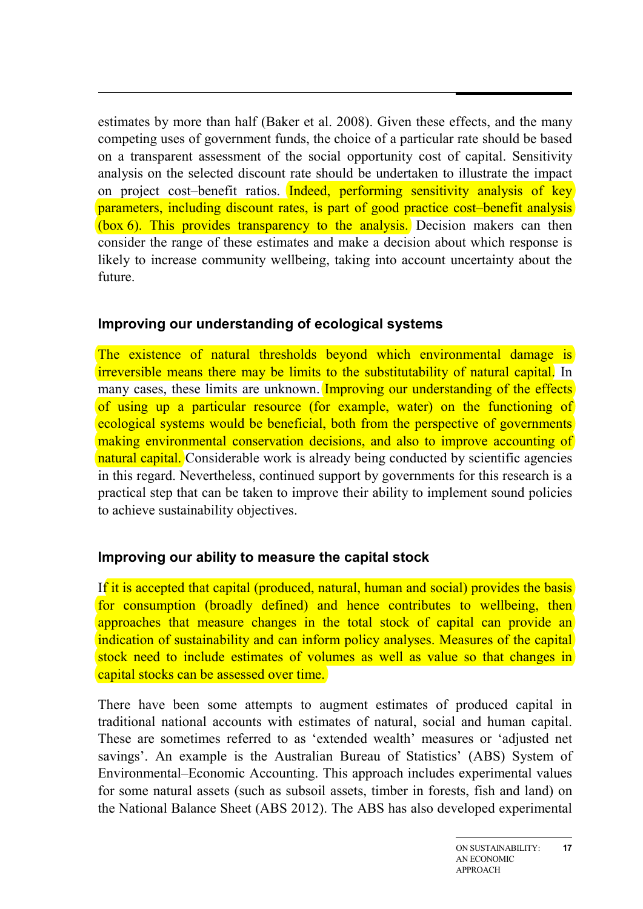estimates by more than half (Baker et al. 2008). Given these effects, and the many competing uses of government funds, the choice of a particular rate should be based on a transparent assessment of the social opportunity cost of capital. Sensitivity analysis on the selected discount rate should be undertaken to illustrate the impact on project cost–benefit ratios. Indeed, performing sensitivity analysis of key parameters, including discount rates, is part of good practice cost–benefit analysis (box 6). This provides transparency to the analysis. Decision makers can then consider the range of these estimates and make a decision about which response is likely to increase community wellbeing, taking into account uncertainty about the future.

### Improving our understanding of ecological systems

The existence of natural thresholds beyond which environmental damage is irreversible means there may be limits to the substitutability of natural capital. In many cases, these limits are unknown. Improving our understanding of the effects of using up a particular resource (for example, water) on the functioning of ecological systems would be beneficial, both from the perspective of governments making environmental conservation decisions, and also to improve accounting of natural capital. Considerable work is already being conducted by scientific agencies in this regard. Nevertheless, continued support by governments for this research is a practical step that can be taken to improve their ability to implement sound policies to achieve sustainability objectives.

### Improving our ability to measure the capital stock

If it is accepted that capital (produced, natural, human and social) provides the basis for consumption (broadly defined) and hence contributes to wellbeing, then approaches that measure changes in the total stock of capital can provide an indication of sustainability and can inform policy analyses. Measures of the capital stock need to include estimates of volumes as well as value so that changes in capital stocks can be assessed over time.

There have been some attempts to augment estimates of produced capital in traditional national accounts with estimates of natural, social and human capital. These are sometimes referred to as 'extended wealth' measures or 'adjusted net savings'. An example is the Australian Bureau of Statistics' (ABS) System of Environmental–Economic Accounting. This approach includes experimental values for some natural assets (such as subsoil assets, timber in forests, fish and land) on the National Balance Sheet (ABS 2012). The ABS has also developed experimental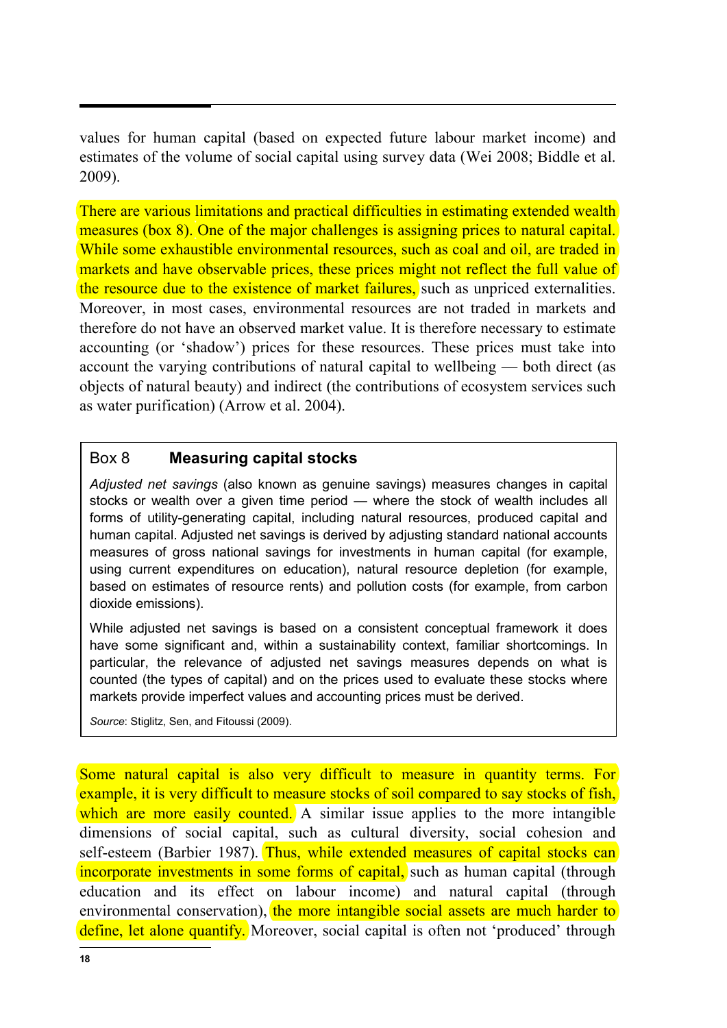values for human capital (based on expected future labour market income) and estimates of the volume of social capital using survey data (Wei 2008; Biddle et al. 2009).

There are various limitations and practical difficulties in estimating extended wealth measures (box 8). One of the major challenges is assigning prices to natural capital. While some exhaustible environmental resources, such as coal and oil, are traded in markets and have observable prices, these prices might not reflect the full value of the resource due to the existence of market failures, such as unpriced externalities. Moreover, in most cases, environmental resources are not traded in markets and therefore do not have an observed market value. It is therefore necessary to estimate accounting (or 'shadow') prices for these resources. These prices must take into account the varying contributions of natural capital to wellbeing — both direct (as objects of natural beauty) and indirect (the contributions of ecosystem services such as water purification) (Arrow et al. 2004).

> ### Box 8 Measuring capital stocks
>
> *Adjusted net savings* (also known as genuine savings) measures changes in capital stocks or wealth over a given time period — where the stock of wealth includes all forms of utility-generating capital, including natural resources, produced capital and human capital. Adjusted net savings is derived by adjusting standard national accounts measures of gross national savings for investments in human capital (for example, using current expenditures on education), natural resource depletion (for example, based on estimates of resource rents) and pollution costs (for example, from carbon dioxide emissions).
>
> While adjusted net savings is based on a consistent conceptual framework it does have some significant and, within a sustainability context, familiar shortcomings. In particular, the relevance of adjusted net savings measures depends on what is counted (the types of capital) and on the prices used to evaluate these stocks where markets provide imperfect values and accounting prices must be derived.
>
> *Source*: Stiglitz, Sen, and Fitoussi (2009).

Some natural capital is also very difficult to measure in quantity terms. For example, it is very difficult to measure stocks of soil compared to say stocks of fish, which are more easily counted. A similar issue applies to the more intangible dimensions of social capital, such as cultural diversity, social cohesion and self-esteem (Barbier 1987). Thus, while extended measures of capital stocks can incorporate investments in some forms of capital, such as human capital (through education and its effect on labour income) and natural capital (through environmental conservation), the more intangible social assets are much harder to define, let alone quantify. Moreover, social capital is often not 'produced' through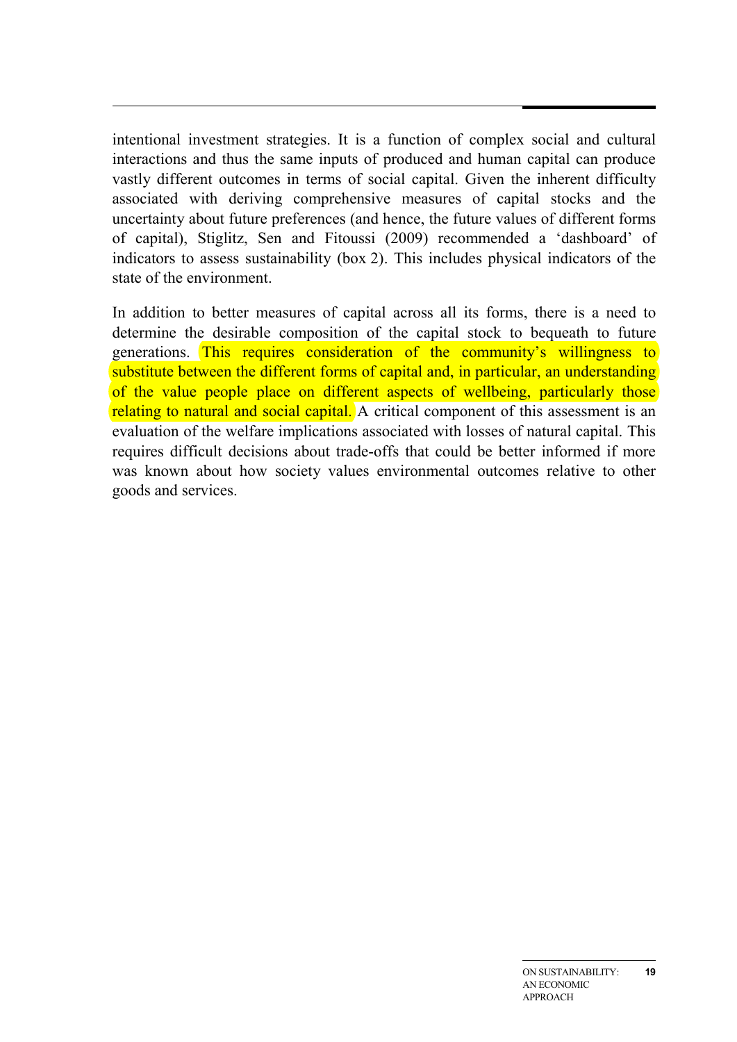intentional investment strategies. It is a function of complex social and cultural interactions and thus the same inputs of produced and human capital can produce vastly different outcomes in terms of social capital. Given the inherent difficulty associated with deriving comprehensive measures of capital stocks and the uncertainty about future preferences (and hence, the future values of different forms of capital), Stiglitz, Sen and Fitoussi (2009) recommended a 'dashboard' of indicators to assess sustainability (box 2). This includes physical indicators of the state of the environment.

In addition to better measures of capital across all its forms, there is a need to determine the desirable composition of the capital stock to bequeath to future generations. This requires consideration of the community's willingness to substitute between the different forms of capital and, in particular, an understanding of the value people place on different aspects of wellbeing, particularly those relating to natural and social capital. A critical component of this assessment is an evaluation of the welfare implications associated with losses of natural capital. This requires difficult decisions about trade-offs that could be better informed if more was known about how society values environmental outcomes relative to other goods and services.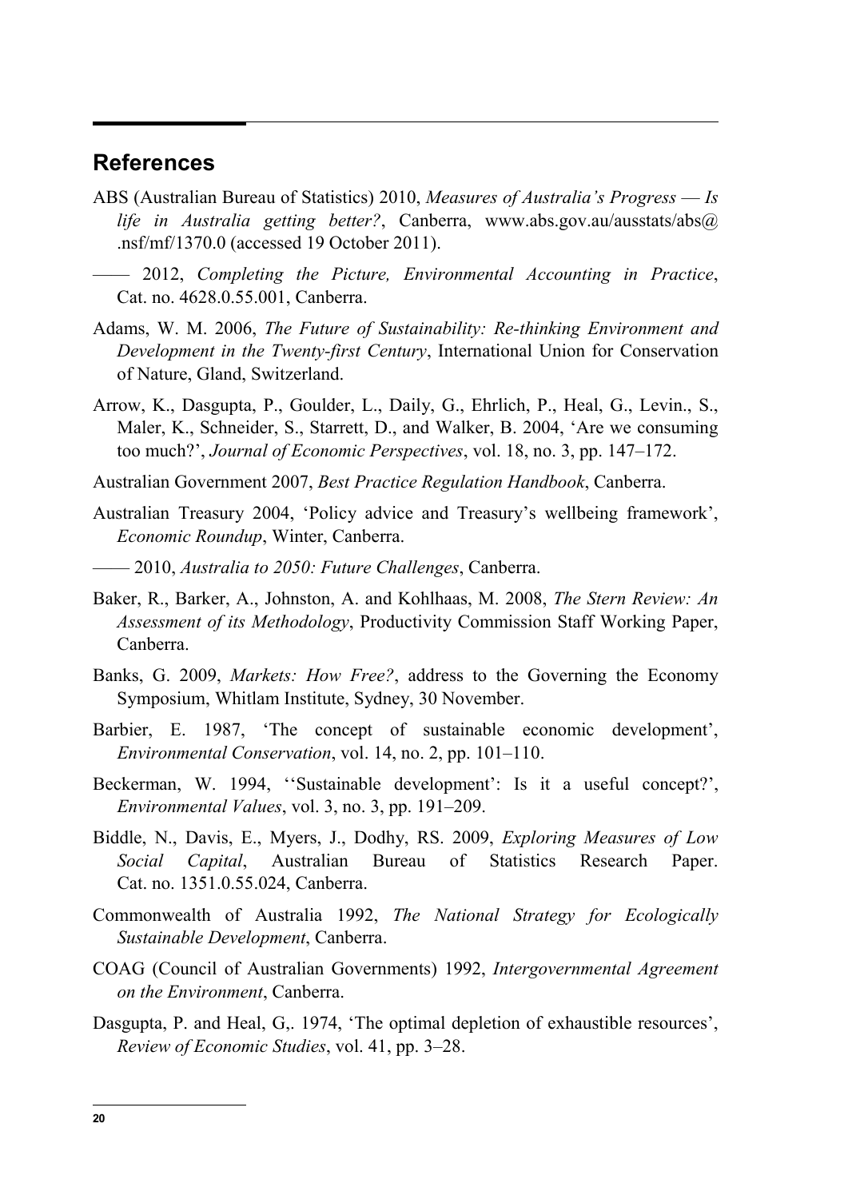## References

ABS (Australian Bureau of Statistics) 2010, *Measures of Australia's Progress — Is life in Australia getting better?*, Canberra, www.abs.gov.au/ausstats/abs@.nsf/mf/1370.0 (accessed 19 October 2011).

—— 2012, *Completing the Picture, Environmental Accounting in Practice*, Cat. no. 4628.0.55.001, Canberra.

Adams, W. M. 2006, *The Future of Sustainability: Re-thinking Environment and Development in the Twenty-first Century*, International Union for Conservation of Nature, Gland, Switzerland.

Arrow, K., Dasgupta, P., Goulder, L., Daily, G., Ehrlich, P., Heal, G., Levin., S., Maler, K., Schneider, S., Starrett, D., and Walker, B. 2004, 'Are we consuming too much?', *Journal of Economic Perspectives*, vol. 18, no. 3, pp. 147–172.

Australian Government 2007, *Best Practice Regulation Handbook*, Canberra.

Australian Treasury 2004, 'Policy advice and Treasury's wellbeing framework', *Economic Roundup*, Winter, Canberra.

—— 2010, *Australia to 2050: Future Challenges*, Canberra.

Baker, R., Barker, A., Johnston, A. and Kohlhaas, M. 2008, *The Stern Review: An Assessment of its Methodology*, Productivity Commission Staff Working Paper, Canberra.

Banks, G. 2009, *Markets: How Free?*, address to the Governing the Economy Symposium, Whitlam Institute, Sydney, 30 November.

Barbier, E. 1987, 'The concept of sustainable economic development', *Environmental Conservation*, vol. 14, no. 2, pp. 101–110.

Beckerman, W. 1994, ''Sustainable development': Is it a useful concept?', *Environmental Values*, vol. 3, no. 3, pp. 191–209.

Biddle, N., Davis, E., Myers, J., Dodhy, RS. 2009, *Exploring Measures of Low Social Capital*, Australian Bureau of Statistics Research Paper. Cat. no. 1351.0.55.024, Canberra.

Commonwealth of Australia 1992, *The National Strategy for Ecologically Sustainable Development*, Canberra.

COAG (Council of Australian Governments) 1992, *Intergovernmental Agreement on the Environment*, Canberra.

Dasgupta, P. and Heal, G,. 1974, 'The optimal depletion of exhaustible resources', *Review of Economic Studies*, vol. 41, pp. 3–28.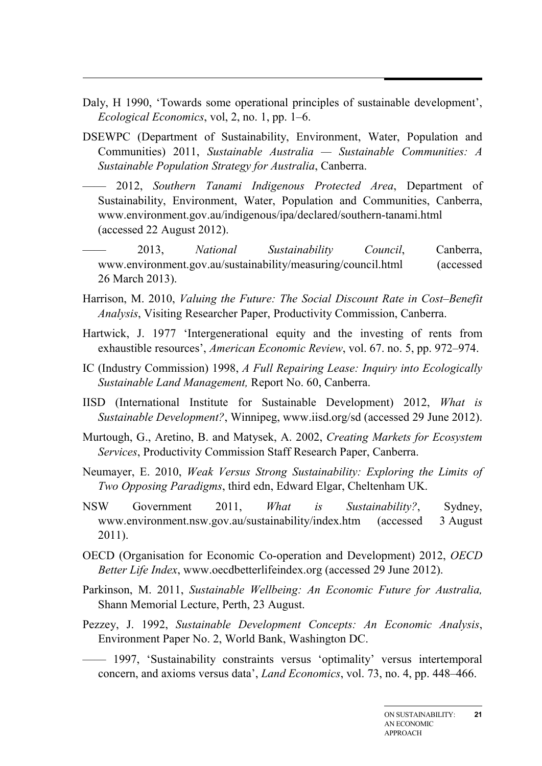Daly, H 1990, 'Towards some operational principles of sustainable development', *Ecological Economics*, vol, 2, no. 1, pp. 1–6.

DSEWPC (Department of Sustainability, Environment, Water, Population and Communities) 2011, *Sustainable Australia — Sustainable Communities: A Sustainable Population Strategy for Australia*, Canberra.

—— 2012, *Southern Tanami Indigenous Protected Area*, Department of Sustainability, Environment, Water, Population and Communities, Canberra, www.environment.gov.au/indigenous/ipa/declared/southern-tanami.html (accessed 22 August 2012).

—— 2013, *National Sustainability Council*, Canberra, www.environment.gov.au/sustainability/measuring/council.html (accessed 26 March 2013).

Harrison, M. 2010, *Valuing the Future: The Social Discount Rate in Cost–Benefit Analysis*, Visiting Researcher Paper, Productivity Commission, Canberra.

Hartwick, J. 1977 'Intergenerational equity and the investing of rents from exhaustible resources', *American Economic Review*, vol. 67. no. 5, pp. 972–974.

IC (Industry Commission) 1998, *A Full Repairing Lease: Inquiry into Ecologically Sustainable Land Management,* Report No. 60, Canberra.

IISD (International Institute for Sustainable Development) 2012, *What is Sustainable Development?*, Winnipeg, www.iisd.org/sd (accessed 29 June 2012).

Murtough, G., Aretino, B. and Matysek, A. 2002, *Creating Markets for Ecosystem Services*, Productivity Commission Staff Research Paper, Canberra.

Neumayer, E. 2010, *Weak Versus Strong Sustainability: Exploring the Limits of Two Opposing Paradigms*, third edn, Edward Elgar, Cheltenham UK.

NSW Government 2011, *What is Sustainability?*, Sydney, www.environment.nsw.gov.au/sustainability/index.htm (accessed 3 August 2011).

OECD (Organisation for Economic Co-operation and Development) 2012, *OECD Better Life Index*, www.oecdbetterlifeindex.org (accessed 29 June 2012).

Parkinson, M. 2011, *Sustainable Wellbeing: An Economic Future for Australia,* Shann Memorial Lecture, Perth, 23 August.

Pezzey, J. 1992, *Sustainable Development Concepts: An Economic Analysis*, Environment Paper No. 2, World Bank, Washington DC.

—— 1997, 'Sustainability constraints versus 'optimality' versus intertemporal concern, and axioms versus data', *Land Economics*, vol. 73, no. 4, pp. 448–466.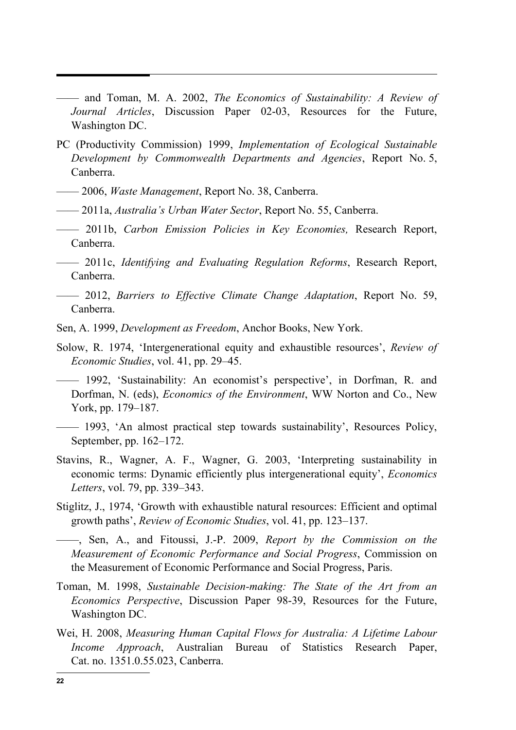—— and Toman, M. A. 2002, *The Economics of Sustainability: A Review of Journal Articles*, Discussion Paper 02-03, Resources for the Future, Washington DC.

PC (Productivity Commission) 1999, *Implementation of Ecological Sustainable Development by Commonwealth Departments and Agencies*, Report No. 5, Canberra.

—— 2006, *Waste Management*, Report No. 38, Canberra.

—— 2011a, *Australia's Urban Water Sector*, Report No. 55, Canberra.

—— 2011b, *Carbon Emission Policies in Key Economies,* Research Report, Canberra.

—— 2011c, *Identifying and Evaluating Regulation Reforms*, Research Report, Canberra.

—— 2012, *Barriers to Effective Climate Change Adaptation*, Report No. 59, Canberra.

Sen, A. 1999, *Development as Freedom*, Anchor Books, New York.

Solow, R. 1974, 'Intergenerational equity and exhaustible resources', *Review of Economic Studies*, vol. 41, pp. 29–45.

—— 1992, 'Sustainability: An economist's perspective', in Dorfman, R. and Dorfman, N. (eds), *Economics of the Environment*, WW Norton and Co., New York, pp. 179–187.

—— 1993, 'An almost practical step towards sustainability', Resources Policy, September, pp. 162–172.

Stavins, R., Wagner, A. F., Wagner, G. 2003, 'Interpreting sustainability in economic terms: Dynamic efficiently plus intergenerational equity', *Economics Letters*, vol. 79, pp. 339–343.

Stiglitz, J., 1974, 'Growth with exhaustible natural resources: Efficient and optimal growth paths', *Review of Economic Studies*, vol. 41, pp. 123–137.

——, Sen, A., and Fitoussi, J.-P. 2009, *Report by the Commission on the Measurement of Economic Performance and Social Progress*, Commission on the Measurement of Economic Performance and Social Progress, Paris.

Toman, M. 1998, *Sustainable Decision-making: The State of the Art from an Economics Perspective*, Discussion Paper 98-39, Resources for the Future, Washington DC.

Wei, H. 2008, *Measuring Human Capital Flows for Australia: A Lifetime Labour Income Approach*, Australian Bureau of Statistics Research Paper, Cat. no. 1351.0.55.023, Canberra.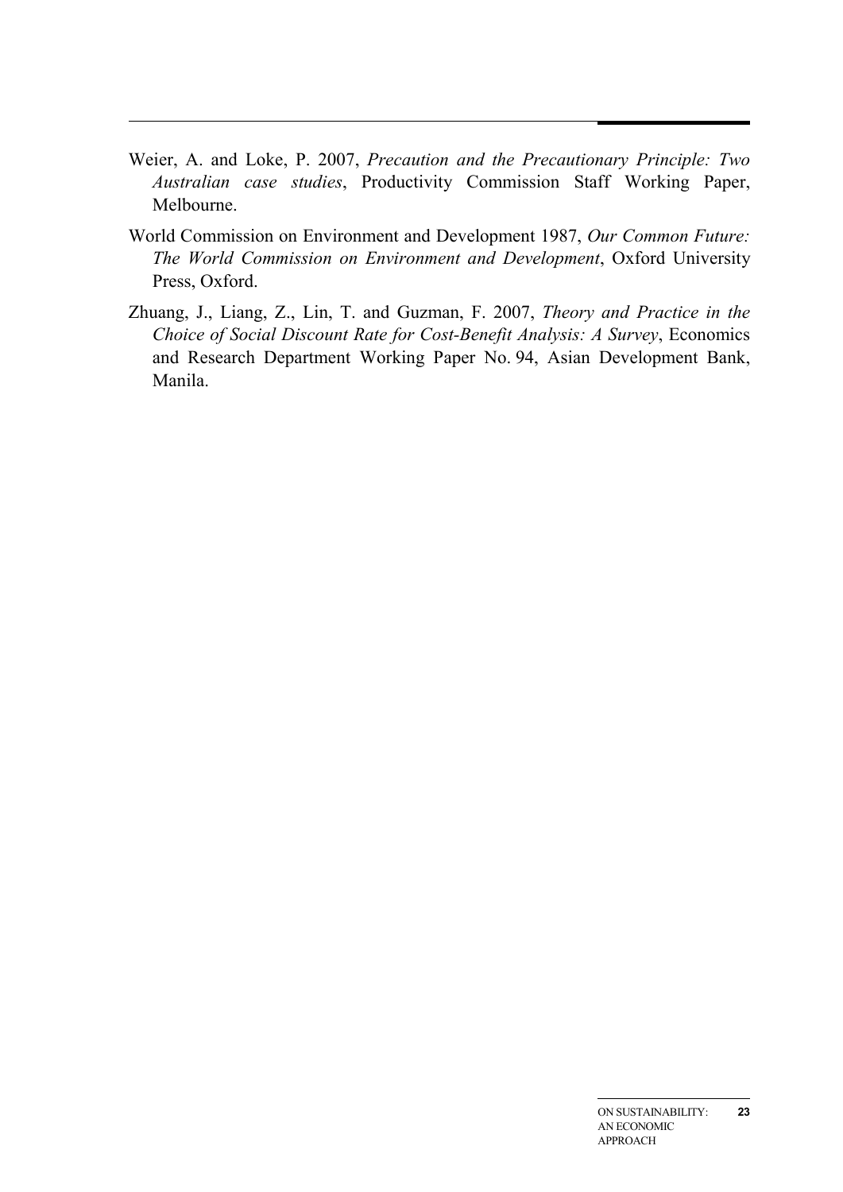Weier, A. and Loke, P. 2007, *Precaution and the Precautionary Principle: Two Australian case studies*, Productivity Commission Staff Working Paper, Melbourne.

World Commission on Environment and Development 1987, *Our Common Future: The World Commission on Environment and Development*, Oxford University Press, Oxford.

Zhuang, J., Liang, Z., Lin, T. and Guzman, F. 2007, *Theory and Practice in the Choice of Social Discount Rate for Cost-Benefit Analysis: A Survey*, Economics and Research Department Working Paper No. 94, Asian Development Bank, Manila.